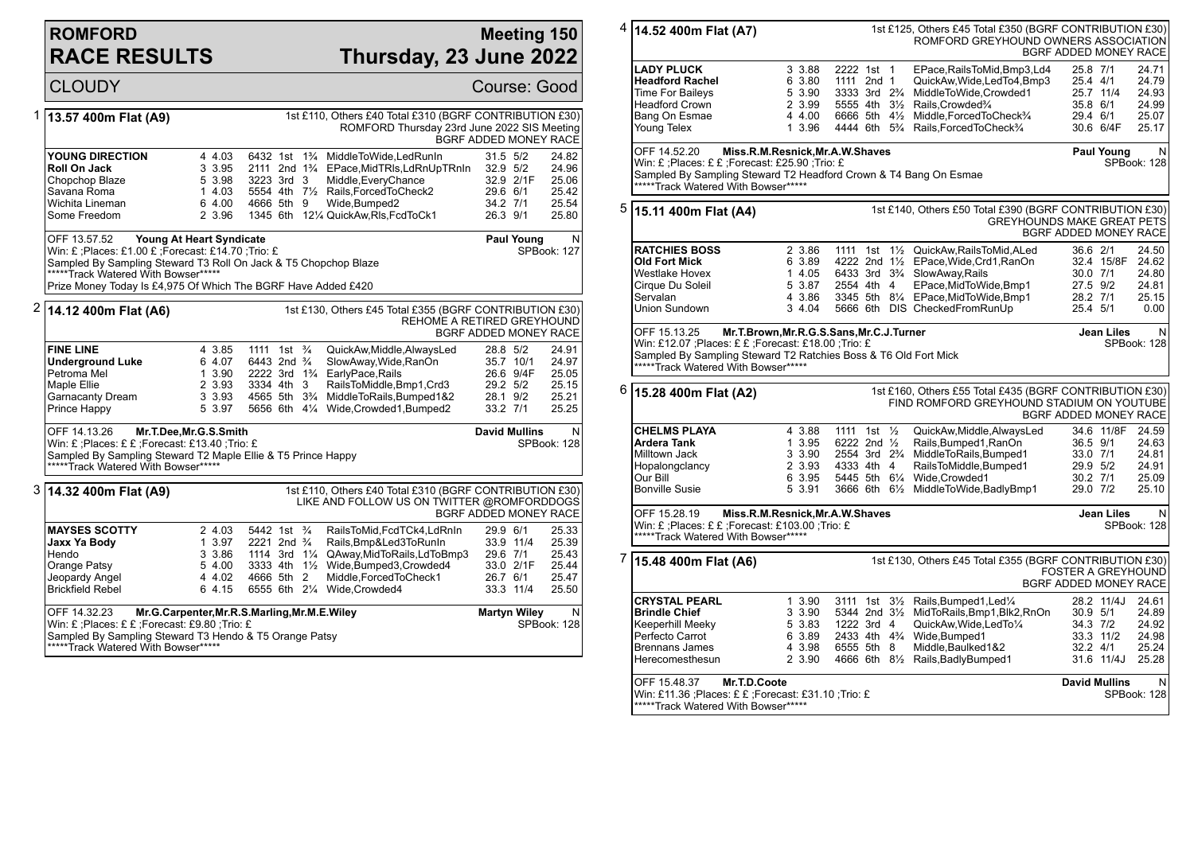# ROMFORD RACE RESULTS

## Meeting 150 — Thursday, 23 June 2022

CLOUDY — Course: Good

### 1 — 13.57 400m Flat (A9)

1st £110, Others £40 Total £310 (BGRF CONTRIBUTION £30)
ROMFORD Thursday 23rd June 2022 SIS Meeting
BGRF ADDED MONEY RACE

| Greyhound | Trap | Sect | Bends | Pos | Dist | Remarks | Wt | SP | Time |
|---|---|---|---|---|---|---|---|---|---|
| **YOUNG DIRECTION** | 4 | 4.03 | 6432 | 1st | 1¾ | MiddleToWide,LedRunIn | 31.5 | 5/2 | 24.82 |
| **Roll On Jack** | 3 | 3.95 | 2111 | 2nd | 1¾ | EPace,MidTRls,LdRnUpTRnIn | 32.9 | 5/2 | 24.96 |
| Chopchop Blaze | 5 | 3.98 | 3223 | 3rd | 3 | Middle,EveryChance | 32.9 | 2/1F | 25.06 |
| Savana Roma | 1 | 4.03 | 5554 | 4th | 7½ | Rails,ForcedToCheck2 | 29.6 | 6/1 | 25.42 |
| Wichita Lineman | 6 | 4.00 | 4666 | 5th | 9 | Wide,Bumped2 | 34.2 | 7/1 | 25.54 |
| Some Freedom | 2 | 3.96 | 1345 | 6th | 12¼ | QuickAw,Rls,FcdToCk1 | 26.3 | 9/1 | 25.80 |

OFF 13.57.52 **Young At Heart Syndicate** — **Paul Young** N
Win: £ ;Places: £1.00 £ ;Forecast: £14.70 ;Trio: £ — SPBook: 127
Sampled By Sampling Steward T3 Roll On Jack & T5 Chopchop Blaze
*****Track Watered With Bowser*****
Prize Money Today Is £4,975 Of Which The BGRF Have Added £420

### 2 — 14.12 400m Flat (A6)

1st £130, Others £45 Total £355 (BGRF CONTRIBUTION £30)
REHOME A RETIRED GREYHOUND
BGRF ADDED MONEY RACE

| Greyhound | Trap | Sect | Bends | Pos | Dist | Remarks | Wt | SP | Time |
|---|---|---|---|---|---|---|---|---|---|
| **FINE LINE** | 4 | 3.85 | 1111 | 1st | ¾ | QuickAw,Middle,AlwaysLed | 28.8 | 5/2 | 24.91 |
| **Underground Luke** | 6 | 4.07 | 6443 | 2nd | ¾ | SlowAway,Wide,RanOn | 35.7 | 10/1 | 24.97 |
| Petroma Mel | 1 | 3.90 | 2222 | 3rd | 1¾ | EarlyPace,Rails | 26.6 | 9/4F | 25.05 |
| Maple Ellie | 2 | 3.93 | 3334 | 4th | 3 | RailsToMiddle,Bmp1,Crd3 | 29.2 | 5/2 | 25.15 |
| Garnacanty Dream | 3 | 3.93 | 4565 | 5th | 3¾ | MiddleToRails,Bumped1&2 | 28.1 | 9/2 | 25.21 |
| Prince Happy | 5 | 3.97 | 5656 | 6th | 4¼ | Wide,Crowded1,Bumped2 | 33.2 | 7/1 | 25.25 |

OFF 14.13.26 **Mr.T.Dee,Mr.G.S.Smith** — **David Mullins** N
Win: £ ;Places: £ £ ;Forecast: £13.40 ;Trio: £ — SPBook: 128
Sampled By Sampling Steward T2 Maple Ellie & T5 Prince Happy
*****Track Watered With Bowser*****

### 3 — 14.32 400m Flat (A9)

1st £110, Others £40 Total £310 (BGRF CONTRIBUTION £30)
LIKE AND FOLLOW US ON TWITTER @ROMFORDDOGS
BGRF ADDED MONEY RACE

| Greyhound | Trap | Sect | Bends | Pos | Dist | Remarks | Wt | SP | Time |
|---|---|---|---|---|---|---|---|---|---|
| **MAYSES SCOTTY** | 2 | 4.03 | 5442 | 1st | ¾ | RailsToMid,FcdTCk4,LdRnIn | 29.9 | 6/1 | 25.33 |
| **Jaxx Ya Body** | 1 | 3.97 | 2221 | 2nd | ¾ | Rails,Bmp&Led3ToRunIn | 33.9 | 11/4 | 25.39 |
| Hendo | 3 | 3.86 | 1114 | 3rd | 1¼ | QAway,MidToRails,LdToBmp3 | 29.6 | 7/1 | 25.43 |
| Orange Patsy | 5 | 4.00 | 3333 | 4th | 1½ | Wide,Bumped3,Crowded4 | 33.0 | 2/1F | 25.44 |
| Jeopardy Angel | 4 | 4.02 | 4666 | 5th | 2 | Middle,ForcedToCheck1 | 26.7 | 6/1 | 25.47 |
| Brickfield Rebel | 6 | 4.15 | 6555 | 6th | 2¼ | Wide,Crowded4 | 33.3 | 11/4 | 25.50 |

OFF 14.32.23 **Mr.G.Carpenter,Mr.R.S.Marling,Mr.M.E.Wiley** — **Martyn Wiley** N
Win: £ ;Places: £ £ ;Forecast: £9.80 ;Trio: £ — SPBook: 128
Sampled By Sampling Steward T3 Hendo & T5 Orange Patsy
*****Track Watered With Bowser*****

### 4 — 14.52 400m Flat (A7)

1st £125, Others £45 Total £350 (BGRF CONTRIBUTION £30)
ROMFORD GREYHOUND OWNERS ASSOCIATION
BGRF ADDED MONEY RACE

| Greyhound | Trap | Sect | Bends | Pos | Dist | Remarks | Wt | SP | Time |
|---|---|---|---|---|---|---|---|---|---|
| **LADY PLUCK** | 3 | 3.88 | 2222 | 1st | 1 | EPace,RailsToMid,Bmp3,Ld4 | 25.8 | 7/1 | 24.71 |
| **Headford Rachel** | 6 | 3.80 | 1111 | 2nd | 1 | QuickAw,Wide,LedTo4,Bmp3 | 25.4 | 4/1 | 24.79 |
| Time For Baileys | 5 | 3.90 | 3333 | 3rd | 2¾ | MiddleToWide,Crowded1 | 25.7 | 11/4 | 24.93 |
| Headford Crown | 2 | 3.99 | 5555 | 4th | 3½ | Rails,Crowded¾ | 35.8 | 6/1 | 24.99 |
| Bang On Esmae | 4 | 4.00 | 6666 | 5th | 4½ | Middle,ForcedToCheck¾ | 29.4 | 6/1 | 25.07 |
| Young Telex | 1 | 3.96 | 4444 | 6th | 5¾ | Rails,ForcedToCheck¾ | 30.6 | 6/4F | 25.17 |

OFF 14.52.20 **Miss.R.M.Resnick,Mr.A.W.Shaves** — **Paul Young** N
Win: £ ;Places: £ £ ;Forecast: £25.90 ;Trio: £ — SPBook: 128
Sampled By Sampling Steward T2 Headford Crown & T4 Bang On Esmae
*****Track Watered With Bowser*****

### 5 — 15.11 400m Flat (A4)

1st £140, Others £50 Total £390 (BGRF CONTRIBUTION £30)
GREYHOUNDS MAKE GREAT PETS
BGRF ADDED MONEY RACE

| Greyhound | Trap | Sect | Bends | Pos | Dist | Remarks | Wt | SP | Time |
|---|---|---|---|---|---|---|---|---|---|
| **RATCHIES BOSS** | 2 | 3.86 | 1111 | 1st | 1½ | QuickAw,RailsToMid,ALed | 36.6 | 2/1 | 24.50 |
| **Old Fort Mick** | 6 | 3.89 | 4222 | 2nd | 1½ | EPace,Wide,Crd1,RanOn | 32.4 | 15/8F | 24.62 |
| Westlake Hovex | 1 | 4.05 | 6433 | 3rd | 3¾ | SlowAway,Rails | 30.0 | 7/1 | 24.80 |
| Cirque Du Soleil | 5 | 3.87 | 2554 | 4th | 4 | EPace,MidToWide,Bmp1 | 27.5 | 9/2 | 24.81 |
| Servalan | 4 | 3.86 | 3345 | 5th | 8¼ | EPace,MidToWide,Bmp1 | 28.2 | 7/1 | 25.15 |
| Union Sundown | 3 | 4.04 | 5666 | 6th | DIS | CheckedFromRunUp | 25.4 | 5/1 | 0.00 |

OFF 15.13.25 **Mr.T.Brown,Mr.R.G.S.Sans,Mr.C.J.Turner** — **Jean Liles** N
Win: £12.07 ;Places: £ £ ;Forecast: £18.00 ;Trio: £ — SPBook: 128
Sampled By Sampling Steward T2 Ratchies Boss & T6 Old Fort Mick
*****Track Watered With Bowser*****

### 6 — 15.28 400m Flat (A2)

1st £160, Others £55 Total £435 (BGRF CONTRIBUTION £30)
FIND ROMFORD GREYHOUND STADIUM ON YOUTUBE
BGRF ADDED MONEY RACE

| Greyhound | Trap | Sect | Bends | Pos | Dist | Remarks | Wt | SP | Time |
|---|---|---|---|---|---|---|---|---|---|
| **CHELMS PLAYA** | 4 | 3.88 | 1111 | 1st | ½ | QuickAw,Middle,AlwaysLed | 34.6 | 11/8F | 24.59 |
| **Ardera Tank** | 1 | 3.95 | 6222 | 2nd | ½ | Rails,Bumped1,RanOn | 36.5 | 9/1 | 24.63 |
| Milltown Jack | 3 | 3.90 | 2554 | 3rd | 2¾ | MiddleToRails,Bumped1 | 33.0 | 7/1 | 24.81 |
| Hopalongclancy | 2 | 3.93 | 4333 | 4th | 4 | RailsToMiddle,Bumped1 | 29.9 | 5/2 | 24.91 |
| Our Bill | 6 | 3.95 | 5445 | 5th | 6¼ | Wide,Crowded1 | 30.2 | 7/1 | 25.09 |
| Bonville Susie | 5 | 3.91 | 3666 | 6th | 6½ | MiddleToWide,BadlyBmp1 | 29.0 | 7/2 | 25.10 |

OFF 15.28.19 **Miss.R.M.Resnick,Mr.A.W.Shaves** — **Jean Liles** N
Win: £ ;Places: £ £ ;Forecast: £103.00 ;Trio: £ — SPBook: 128
*****Track Watered With Bowser*****

### 7 — 15.48 400m Flat (A6)

1st £130, Others £45 Total £355 (BGRF CONTRIBUTION £30)
FOSTER A GREYHOUND
BGRF ADDED MONEY RACE

| Greyhound | Trap | Sect | Bends | Pos | Dist | Remarks | Wt | SP | Time |
|---|---|---|---|---|---|---|---|---|---|
| **CRYSTAL PEARL** | 1 | 3.90 | 3111 | 1st | 3½ | Rails,Bumped1,Led¼ | 28.2 | 11/4J | 24.61 |
| **Brindle Chief** | 3 | 3.90 | 5344 | 2nd | 3½ | MidToRails,Bmp1,Blk2,RnOn | 30.9 | 5/1 | 24.89 |
| Keeperhill Meeky | 5 | 3.83 | 1222 | 3rd | 4 | QuickAw,Wide,LedTo¼ | 34.3 | 7/2 | 24.92 |
| Perfecto Carrot | 6 | 3.89 | 2433 | 4th | 4¾ | Wide,Bumped1 | 33.3 | 11/2 | 24.98 |
| Brennans James | 4 | 3.98 | 6555 | 5th | 8 | Middle,Baulked1&2 | 32.2 | 4/1 | 25.24 |
| Herecomesthesun | 2 | 3.90 | 4666 | 6th | 8½ | Rails,BadlyBumped1 | 31.6 | 11/4J | 25.28 |

OFF 15.48.37 **Mr.T.D.Coote** — **David Mullins** N
Win: £11.36 ;Places: £ £ ;Forecast: £31.10 ;Trio: £ — SPBook: 128
*****Track Watered With Bowser*****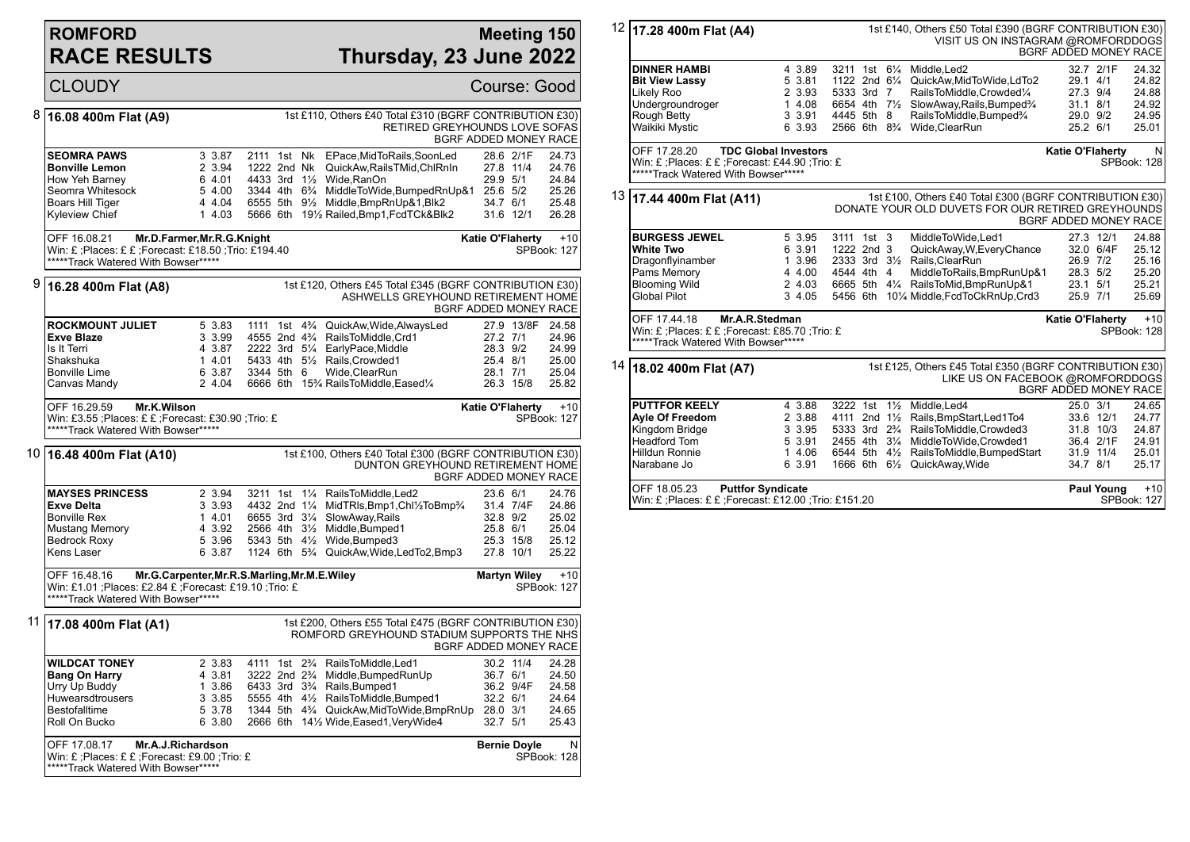# ROMFORD RACE RESULTS

## Meeting 150 Thursday, 23 June 2022

CLOUDY — Course: Good

### 8 16.08 400m Flat (A9)

1st £110, Others £40 Total £310 (BGRF CONTRIBUTION £30) RETIRED GREYHOUNDS LOVE SOFAS BGRF ADDED MONEY RACE

| | | | | | | | | | |
|---|---|---|---|---|---|---|---|---|---|
| **SEOMRA PAWS** | 3 3.87 | 2111 | 1st | Nk | EPace,MidToRails,SoonLed | 28.6 | 2/1F | 24.73 |
| **Bonville Lemon** | 2 3.94 | 1222 | 2nd | Nk | QuickAw,RailsTMid,ChlRnIn | 27.8 | 11/4 | 24.76 |
| How Yeh Barney | 6 4.01 | 4433 | 3rd | 1½ | Wide,RanOn | 29.9 | 5/1 | 24.84 |
| Seomra Whitesock | 5 4.00 | 3344 | 4th | 6¾ | MiddleToWide,BumpedRnUp&1 | 25.6 | 5/2 | 25.26 |
| Boars Hill Tiger | 4 4.04 | 6555 | 5th | 9½ | Middle,BmpRnUp&1,Blk2 | 34.7 | 6/1 | 25.48 |
| Kyleview Chief | 1 4.03 | 5666 | 6th | 19½ | Railed,Bmp1,FcdTCk&Blk2 | 31.6 | 12/1 | 26.28 |

OFF 16.08.21 **Mr.D.Farmer,Mr.R.G.Knight** — **Katie O'Flaherty** +10
Win: £ ;Places: £ £ ;Forecast: £18.50 ;Trio: £194.40 — SPBook: 127
*****Track Watered With Bowser*****

### 9 16.28 400m Flat (A8)

1st £120, Others £45 Total £345 (BGRF CONTRIBUTION £30) ASHWELLS GREYHOUND RETIREMENT HOME BGRF ADDED MONEY RACE

| | | | | | | | | | |
|---|---|---|---|---|---|---|---|---|---|
| **ROCKMOUNT JULIET** | 5 3.83 | 1111 | 1st | 4¾ | QuickAw,Wide,AlwaysLed | 27.9 | 13/8F | 24.58 |
| **Exve Blaze** | 3 3.99 | 4555 | 2nd | 4¾ | RailsToMiddle,Crd1 | 27.2 | 7/1 | 24.96 |
| Is It Terri | 4 3.87 | 2222 | 3rd | 5¼ | EarlyPace,Middle | 28.3 | 9/2 | 24.99 |
| Shakshuka | 1 4.01 | 5433 | 4th | 5½ | Rails,Crowded1 | 25.4 | 8/1 | 25.00 |
| Bonville Lime | 6 3.87 | 3344 | 5th | 6 | Wide,ClearRun | 28.1 | 7/1 | 25.04 |
| Canvas Mandy | 2 4.04 | 6666 | 6th | 15¾ | RailsToMiddle,Eased¼ | 26.3 | 15/8 | 25.82 |

OFF 16.29.59 **Mr.K.Wilson** — **Katie O'Flaherty** +10
Win: £3.55 ;Places: £ £ ;Forecast: £30.90 ;Trio: £ — SPBook: 127
*****Track Watered With Bowser*****

### 10 16.48 400m Flat (A10)

1st £100, Others £40 Total £300 (BGRF CONTRIBUTION £30) DUNTON GREYHOUND RETIREMENT HOME BGRF ADDED MONEY RACE

| | | | | | | | | | |
|---|---|---|---|---|---|---|---|---|---|
| **MAYSES PRINCESS** | 2 3.94 | 3211 | 1st | 1¼ | RailsToMiddle,Led2 | 23.6 | 6/1 | 24.76 |
| **Exve Delta** | 3 3.93 | 4432 | 2nd | 1¼ | MidTRls,Bmp1,Chl½ToBmp¾ | 31.4 | 7/4F | 24.86 |
| Bonville Rex | 1 4.01 | 6655 | 3rd | 3¼ | SlowAway,Rails | 32.8 | 9/2 | 25.02 |
| Mustang Memory | 4 3.92 | 2566 | 4th | 3½ | Middle,Bumped1 | 25.8 | 6/1 | 25.04 |
| Bedrock Roxy | 5 3.96 | 5343 | 5th | 4½ | Wide,Bumped3 | 25.3 | 15/8 | 25.12 |
| Kens Laser | 6 3.87 | 1124 | 6th | 5¾ | QuickAw,Wide,LedTo2,Bmp3 | 27.8 | 10/1 | 25.22 |

OFF 16.48.16 **Mr.G.Carpenter,Mr.R.S.Marling,Mr.M.E.Wiley** — **Martyn Wiley** +10
Win: £1.01 ;Places: £2.84 £ ;Forecast: £19.10 ;Trio: £ — SPBook: 127
*****Track Watered With Bowser*****

### 11 17.08 400m Flat (A1)

1st £200, Others £55 Total £475 (BGRF CONTRIBUTION £30) ROMFORD GREYHOUND STADIUM SUPPORTS THE NHS BGRF ADDED MONEY RACE

| | | | | | | | | | |
|---|---|---|---|---|---|---|---|---|---|
| **WILDCAT TONEY** | 2 3.83 | 4111 | 1st | 2¾ | RailsToMiddle,Led1 | 30.2 | 11/4 | 24.28 |
| **Bang On Harry** | 4 3.81 | 3222 | 2nd | 2¾ | Middle,BumpedRunUp | 36.7 | 6/1 | 24.50 |
| Urry Up Buddy | 1 3.86 | 6433 | 3rd | 3¾ | Rails,Bumped1 | 36.2 | 9/4F | 24.58 |
| Huwearsdtrousers | 3 3.85 | 5555 | 4th | 4½ | RailsToMiddle,Bumped1 | 32.2 | 6/1 | 24.64 |
| Bestofalltime | 5 3.78 | 1344 | 5th | 4¾ | QuickAw,MidToWide,BmpRnUp | 28.0 | 3/1 | 24.65 |
| Roll On Bucko | 6 3.80 | 2666 | 6th | 14½ | Wide,Eased1,VeryWide4 | 32.7 | 5/1 | 25.43 |

OFF 17.08.17 **Mr.A.J.Richardson** — **Bernie Doyle** N
Win: £ ;Places: £ £ ;Forecast: £9.00 ;Trio: £ — SPBook: 128
*****Track Watered With Bowser*****

### 12 17.28 400m Flat (A4)

1st £140, Others £50 Total £390 (BGRF CONTRIBUTION £30) VISIT US ON INSTAGRAM @ROMFORDDOGS BGRF ADDED MONEY RACE

| | | | | | | | | | |
|---|---|---|---|---|---|---|---|---|---|
| **DINNER HAMBI** | 4 3.89 | 3211 | 1st | 6¼ | Middle,Led2 | 32.7 | 2/1F | 24.32 |
| **Bit View Lassy** | 5 3.81 | 1122 | 2nd | 6¼ | QuickAw,MidToWide,LdTo2 | 29.1 | 4/1 | 24.82 |
| Likely Roo | 2 3.93 | 5333 | 3rd | 7 | RailsToMiddle,Crowded¼ | 27.3 | 9/4 | 24.88 |
| Undergroundroger | 1 4.08 | 6654 | 4th | 7½ | SlowAway,Rails,Bumped¾ | 31.1 | 8/1 | 24.92 |
| Rough Betty | 3 3.91 | 4445 | 5th | 8 | RailsToMiddle,Bumped¾ | 29.0 | 9/2 | 24.95 |
| Waikiki Mystic | 6 3.93 | 2566 | 6th | 8¾ | Wide,ClearRun | 25.2 | 6/1 | 25.01 |

OFF 17.28.20 **TDC Global Investors** — **Katie O'Flaherty** N
Win: £ ;Places: £ £ ;Forecast: £44.90 ;Trio: £ — SPBook: 128
*****Track Watered With Bowser*****

### 13 17.44 400m Flat (A11)

1st £100, Others £40 Total £300 (BGRF CONTRIBUTION £30) DONATE YOUR OLD DUVETS FOR OUR RETIRED GREYHOUNDS BGRF ADDED MONEY RACE

| | | | | | | | | | |
|---|---|---|---|---|---|---|---|---|---|
| **BURGESS JEWEL** | 5 3.95 | 3111 | 1st | 3 | MiddleToWide,Led1 | 27.3 | 12/1 | 24.88 |
| **White Two** | 6 3.91 | 1222 | 2nd | 3 | QuickAway,W,EveryChance | 32.0 | 6/4F | 25.12 |
| Dragonflyinamber | 1 3.96 | 2333 | 3rd | 3½ | Rails,ClearRun | 26.9 | 7/2 | 25.16 |
| Pams Memory | 4 4.00 | 4544 | 4th | 4 | MiddleToRails,BmpRunUp&1 | 28.3 | 5/2 | 25.20 |
| Blooming Wild | 2 4.03 | 6665 | 5th | 4¼ | RailsToMid,BmpRunUp&1 | 23.1 | 5/1 | 25.21 |
| Global Pilot | 3 4.05 | 5456 | 6th | 10¼ | Middle,FcdToCkRnUp,Crd3 | 25.9 | 7/1 | 25.69 |

OFF 17.44.18 **Mr.A.R.Stedman** — **Katie O'Flaherty** +10
Win: £ ;Places: £ £ ;Forecast: £85.70 ;Trio: £ — SPBook: 128
*****Track Watered With Bowser*****

### 14 18.02 400m Flat (A7)

1st £125, Others £45 Total £350 (BGRF CONTRIBUTION £30) LIKE US ON FACEBOOK @ROMFORDDOGS BGRF ADDED MONEY RACE

| | | | | | | | | | |
|---|---|---|---|---|---|---|---|---|---|
| **PUTTFOR KEELY** | 4 3.88 | 3222 | 1st | 1½ | Middle,Led4 | 25.0 | 3/1 | 24.65 |
| **Ayle Of Freedom** | 2 3.88 | 4111 | 2nd | 1½ | Rails,BmpStart,Led1To4 | 33.6 | 12/1 | 24.77 |
| Kingdom Bridge | 3 3.95 | 5333 | 3rd | 2¾ | RailsToMiddle,Crowded3 | 31.8 | 10/3 | 24.87 |
| Headford Tom | 5 3.91 | 2455 | 4th | 3¼ | MiddleToWide,Crowded1 | 36.4 | 2/1F | 24.91 |
| Hilldun Ronnie | 1 4.06 | 6544 | 5th | 4½ | RailsToMiddle,BumpedStart | 31.9 | 11/4 | 25.01 |
| Narabane Jo | 6 3.91 | 1666 | 6th | 6½ | QuickAway,Wide | 34.7 | 8/1 | 25.17 |

OFF 18.05.23 **Puttfor Syndicate** — **Paul Young** +10
Win: £ ;Places: £ £ ;Forecast: £12.00 ;Trio: £151.20 — SPBook: 127